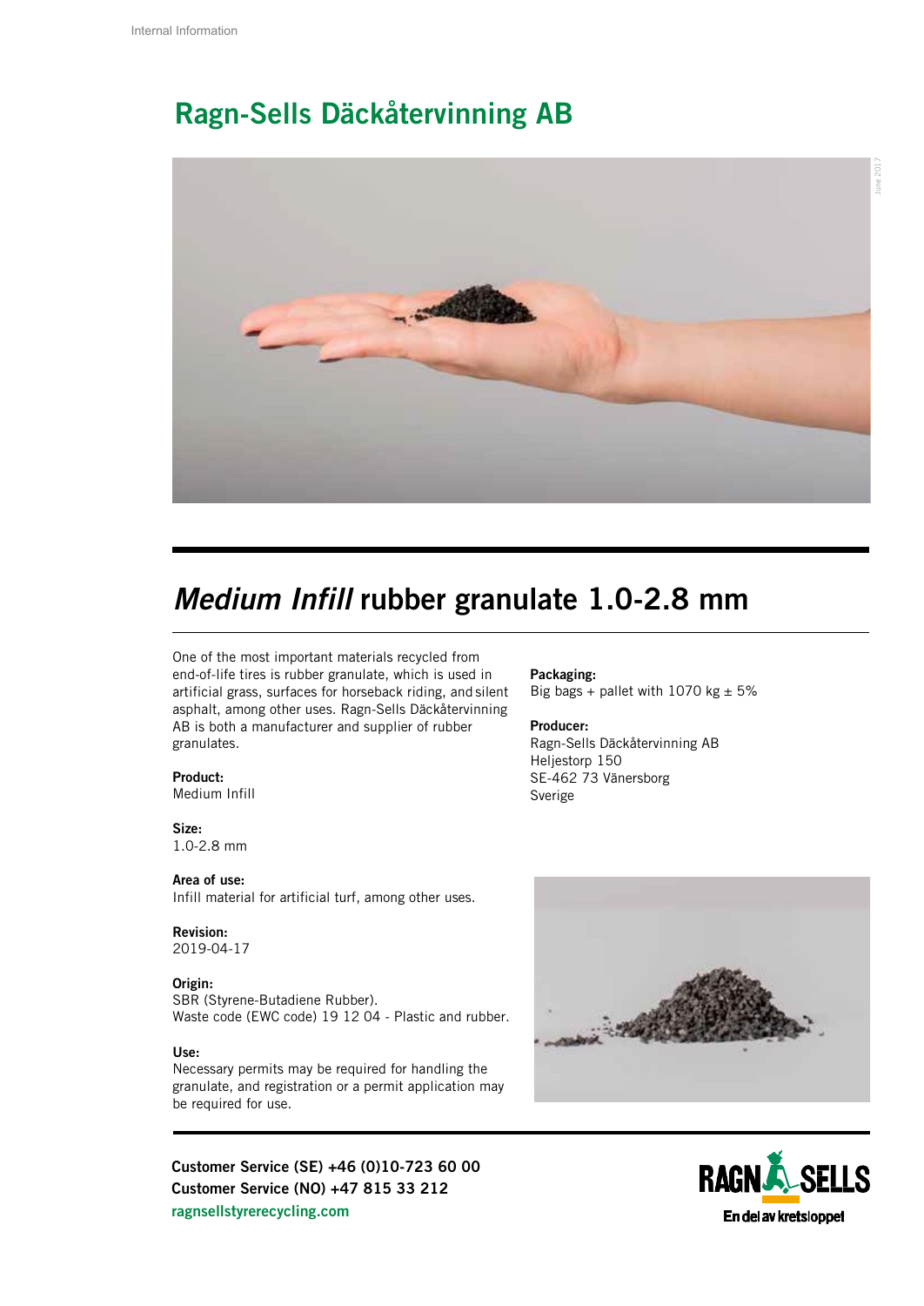# Ragn-Sells Däckåtervinning AB

## *Medium Infill* rubber granulate 1.0-2.8 mm

One of the most important materials recycled from end-of-life tires is rubber granulate, which is used in artificial grass, surfaces for horseback riding, and silent asphalt, among other uses. Ragn-Sells Däckåtervinning AB is both a manufacturer and supplier of rubber granulates.

**Product:**
Medium Infill

**Size:**
1.0-2.8 mm

**Area of use:**
Infill material for artificial turf, among other uses.

**Revision:**
2019-04-17

**Origin:**
SBR (Styrene-Butadiene Rubber).
Waste code (EWC code) 19 12 04 - Plastic and rubber.

**Use:**
Necessary permits may be required for handling the granulate, and registration or a permit application may be required for use.

**Packaging:**
Big bags + pallet with 1070 kg ± 5%

**Producer:**
Ragn-Sells Däckåtervinning AB
Heljestorp 150
SE-462 73 Vänersborg
Sverige

**Customer Service (SE) +46 (0)10-723 60 00**
**Customer Service (NO) +47 815 33 212**
ragnsellstyrerecycling.com

RAGN SELLS
En del av kretsloppet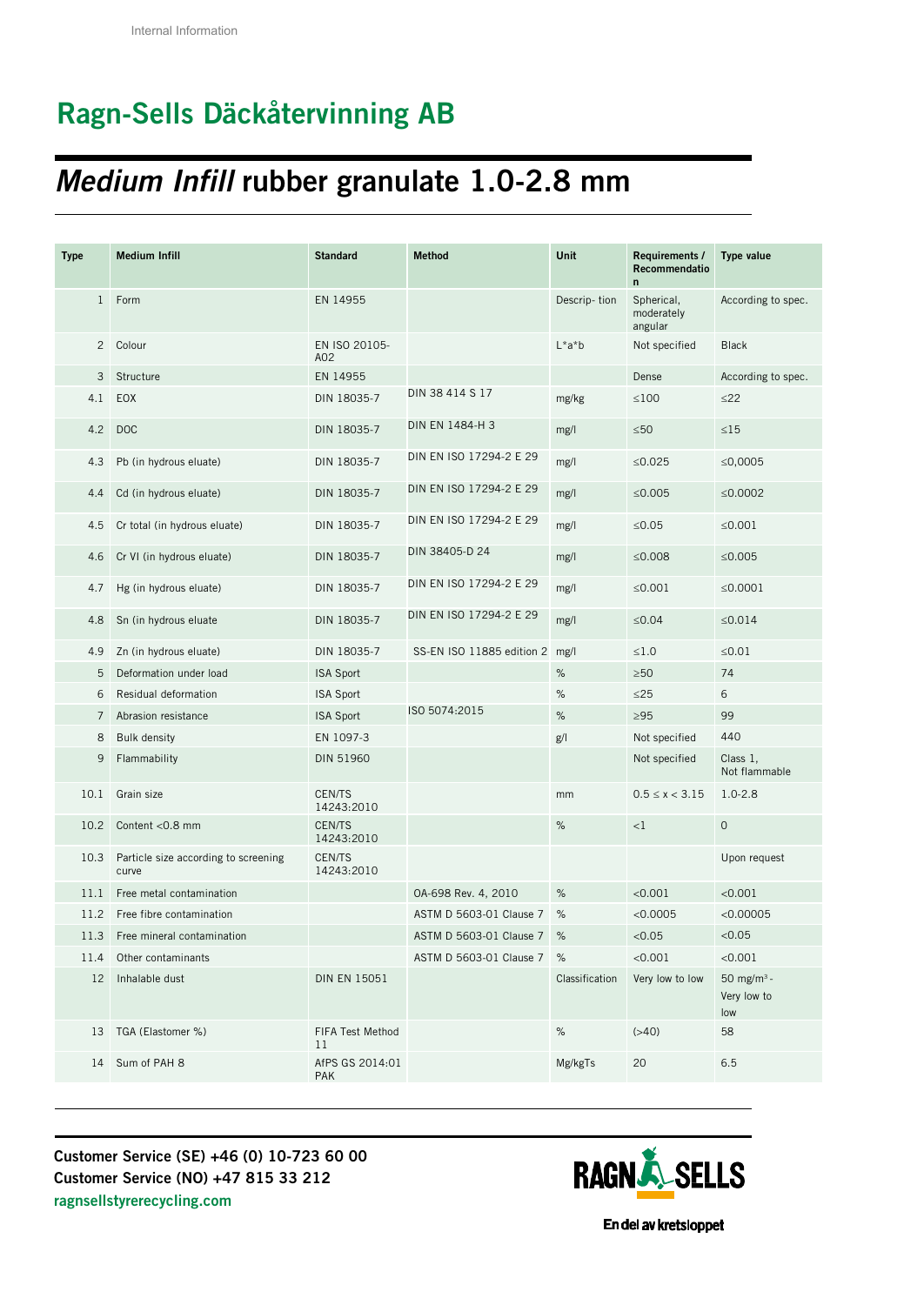Internal Information

# Ragn-Sells Däckåtervinning AB

## *Medium Infill* rubber granulate 1.0-2.8 mm

| Type | Medium Infill | Standard | Method | Unit | Requirements / Recommendation | Type value |
|---|---|---|---|---|---|---|
| 1 | Form | EN 14955 | | Descrip- tion | Spherical, moderately angular | According to spec. |
| 2 | Colour | EN ISO 20105-A02 | | L*a*b | Not specified | Black |
| 3 | Structure | EN 14955 | | | Dense | According to spec. |
| 4.1 | EOX | DIN 18035-7 | DIN 38 414 S 17 | mg/kg | ≤100 | ≤22 |
| 4.2 | DOC | DIN 18035-7 | DIN EN 1484-H 3 | mg/l | ≤50 | ≤15 |
| 4.3 | Pb (in hydrous eluate) | DIN 18035-7 | DIN EN ISO 17294-2 E 29 | mg/l | ≤0.025 | ≤0,0005 |
| 4.4 | Cd (in hydrous eluate) | DIN 18035-7 | DIN EN ISO 17294-2 E 29 | mg/l | ≤0.005 | ≤0.0002 |
| 4.5 | Cr total (in hydrous eluate) | DIN 18035-7 | DIN EN ISO 17294-2 E 29 | mg/l | ≤0.05 | ≤0.001 |
| 4.6 | Cr VI (in hydrous eluate) | DIN 18035-7 | DIN 38405-D 24 | mg/l | ≤0.008 | ≤0.005 |
| 4.7 | Hg (in hydrous eluate) | DIN 18035-7 | DIN EN ISO 17294-2 E 29 | mg/l | ≤0.001 | ≤0.0001 |
| 4.8 | Sn (in hydrous eluate | DIN 18035-7 | DIN EN ISO 17294-2 E 29 | mg/l | ≤0.04 | ≤0.014 |
| 4.9 | Zn (in hydrous eluate) | DIN 18035-7 | SS-EN ISO 11885 edition 2 | mg/l | ≤1.0 | ≤0.01 |
| 5 | Deformation under load | ISA Sport | | % | ≥50 | 74 |
| 6 | Residual deformation | ISA Sport | | % | ≤25 | 6 |
| 7 | Abrasion resistance | ISA Sport | ISO 5074:2015 | % | ≥95 | 99 |
| 8 | Bulk density | EN 1097-3 | | g/l | Not specified | 440 |
| 9 | Flammability | DIN 51960 | | | Not specified | Class 1, Not flammable |
| 10.1 | Grain size | CEN/TS 14243:2010 | | mm | 0.5 ≤ x < 3.15 | 1.0-2.8 |
| 10.2 | Content <0.8 mm | CEN/TS 14243:2010 | | % | <1 | 0 |
| 10.3 | Particle size according to screening curve | CEN/TS 14243:2010 | | | | Upon request |
| 11.1 | Free metal contamination | | OA-698 Rev. 4, 2010 | % | <0.001 | <0.001 |
| 11.2 | Free fibre contamination | | ASTM D 5603-01 Clause 7 | % | <0.0005 | <0.00005 |
| 11.3 | Free mineral contamination | | ASTM D 5603-01 Clause 7 | % | <0.05 | <0.05 |
| 11.4 | Other contaminants | | ASTM D 5603-01 Clause 7 | % | <0.001 | <0.001 |
| 12 | Inhalable dust | DIN EN 15051 | | Classification | Very low to low | 50 mg/m³ - Very low to low |
| 13 | TGA (Elastomer %) | FIFA Test Method 11 | | % | (>40) | 58 |
| 14 | Sum of PAH 8 | AfPS GS 2014:01 PAK | | Mg/kgTs | 20 | 6.5 |

**Customer Service (SE) +46 (0) 10-723 60 00**
**Customer Service (NO) +47 815 33 212**
**ragnsellstyrerecycling.com**

RAGN-SELLS
En del av kretsloppet